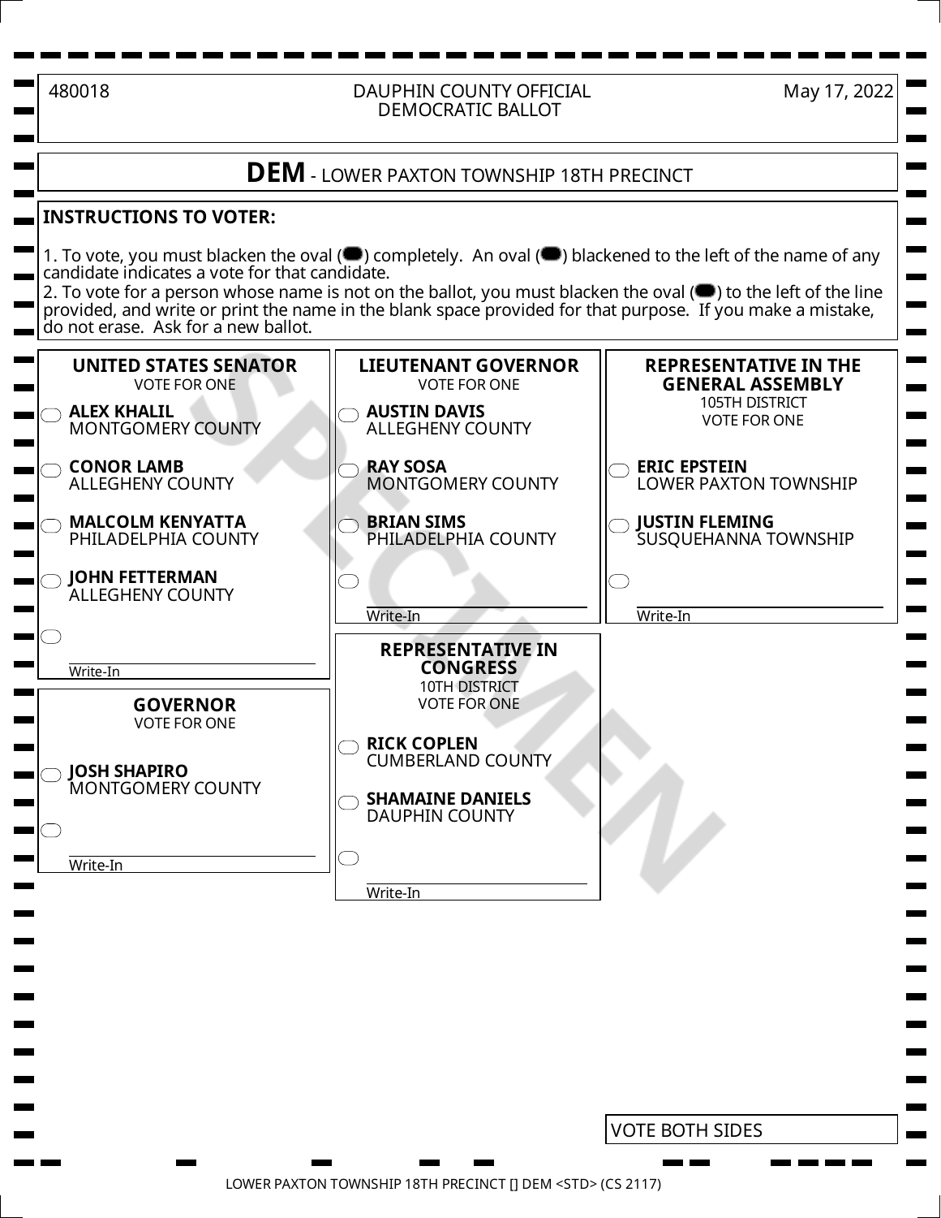480018 DAUPHIN COUNTY OFFICIAL DEMOCRATIC BALLOT May 17, 2022

# DEM - LOWER PAXTON TOWNSHIP 18TH PRECINCT

**INSTRUCTIONS TO VOTER:**

1. To vote, you must blacken the oval (⬬) completely. An oval (⬬) blackened to the left of the name of any candidate indicates a vote for that candidate.
2. To vote for a person whose name is not on the ballot, you must blacken the oval (⬬) to the left of the line provided, and write or print the name in the blank space provided for that purpose. If you make a mistake, do not erase. Ask for a new ballot.

## UNITED STATES SENATOR
VOTE FOR ONE

- ⬭ **ALEX KHALIL** MONTGOMERY COUNTY
- ⬭ **CONOR LAMB** ALLEGHENY COUNTY
- ⬭ **MALCOLM KENYATTA** PHILADELPHIA COUNTY
- ⬭ **JOHN FETTERMAN** ALLEGHENY COUNTY
- ⬭ ______________ Write-In

## GOVERNOR
VOTE FOR ONE

- ⬭ **JOSH SHAPIRO** MONTGOMERY COUNTY
- ⬭ ______________ Write-In

## LIEUTENANT GOVERNOR
VOTE FOR ONE

- ⬭ **AUSTIN DAVIS** ALLEGHENY COUNTY
- ⬭ **RAY SOSA** MONTGOMERY COUNTY
- ⬭ **BRIAN SIMS** PHILADELPHIA COUNTY
- ⬭ ______________ Write-In

## REPRESENTATIVE IN CONGRESS
10TH DISTRICT
VOTE FOR ONE

- ⬭ **RICK COPLEN** CUMBERLAND COUNTY
- ⬭ **SHAMAINE DANIELS** DAUPHIN COUNTY
- ⬭ ______________ Write-In

## REPRESENTATIVE IN THE GENERAL ASSEMBLY
105TH DISTRICT
VOTE FOR ONE

- ⬭ **ERIC EPSTEIN** LOWER PAXTON TOWNSHIP
- ⬭ **JUSTIN FLEMING** SUSQUEHANNA TOWNSHIP
- ⬭ ______________ Write-In

VOTE BOTH SIDES

LOWER PAXTON TOWNSHIP 18TH PRECINCT [] DEM <STD> (CS 2117)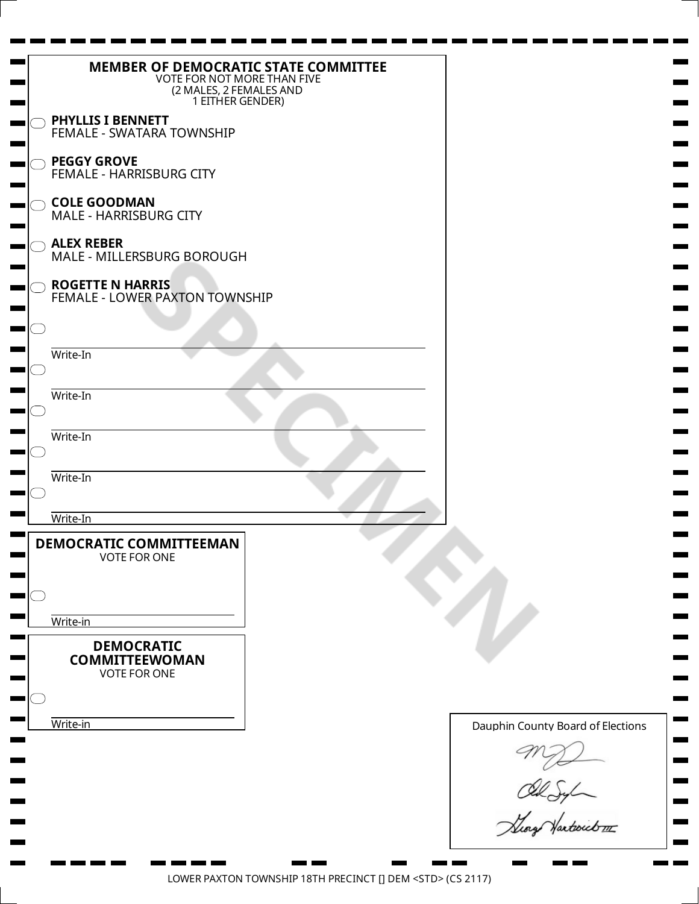## MEMBER OF DEMOCRATIC STATE COMMITTEE

VOTE FOR NOT MORE THAN FIVE
(2 MALES, 2 FEMALES AND
1 EITHER GENDER)

- **PHYLLIS I BENNETT**
  FEMALE - SWATARA TOWNSHIP
- **PEGGY GROVE**
  FEMALE - HARRISBURG CITY
- **COLE GOODMAN**
  MALE - HARRISBURG CITY
- **ALEX REBER**
  MALE - MILLERSBURG BOROUGH
- **ROGETTE N HARRIS**
  FEMALE - LOWER PAXTON TOWNSHIP
- Write-In
- Write-In
- Write-In
- Write-In
- Write-In

## DEMOCRATIC COMMITTEEMAN

VOTE FOR ONE

- Write-in

## DEMOCRATIC COMMITTEEWOMAN

VOTE FOR ONE

- Write-in

Dauphin County Board of Elections

LOWER PAXTON TOWNSHIP 18TH PRECINCT [] DEM <STD> (CS 2117)